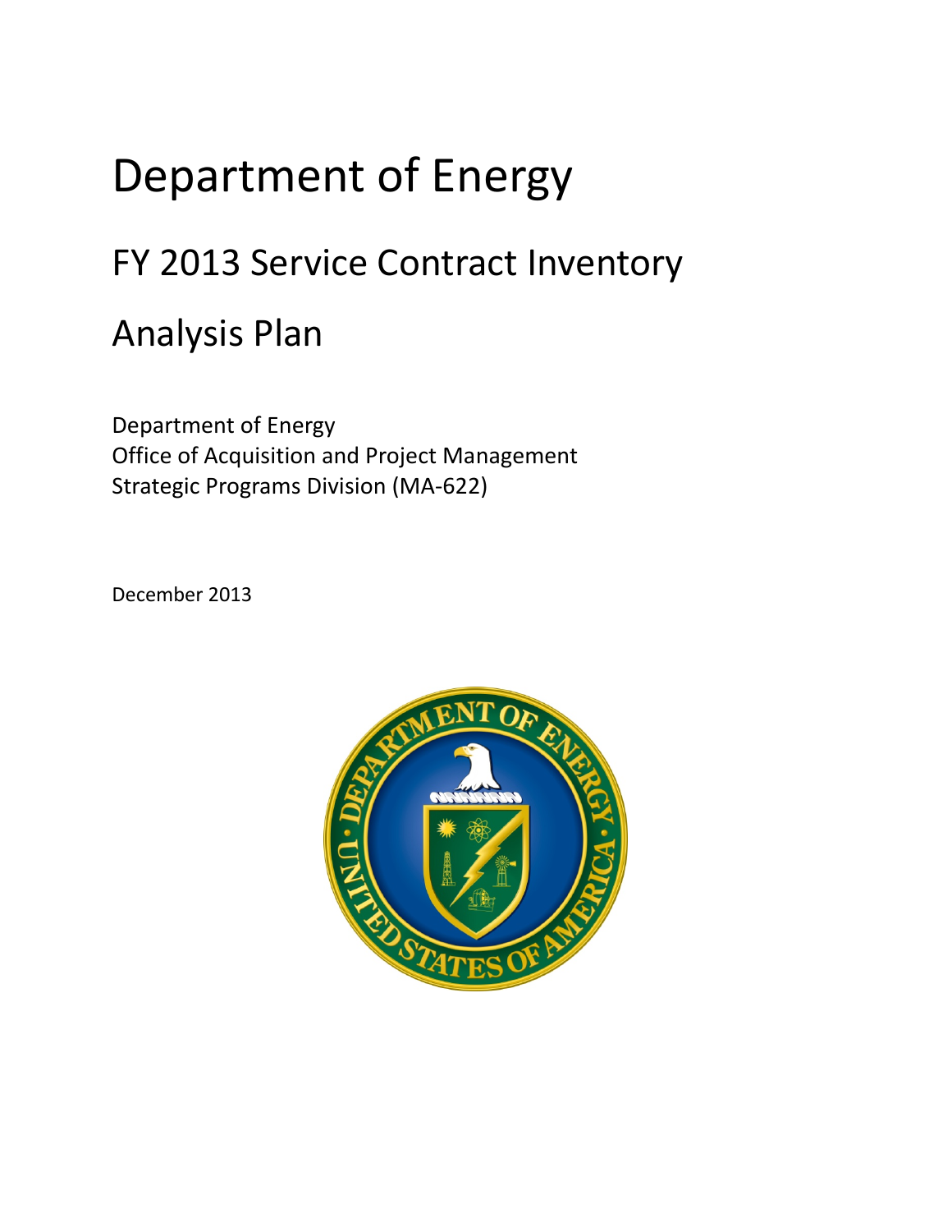# Department of Energy

## FY 2013 Service Contract Inventory

## Analysis Plan

Department of Energy
Office of Acquisition and Project Management
Strategic Programs Division (MA-622)

December 2013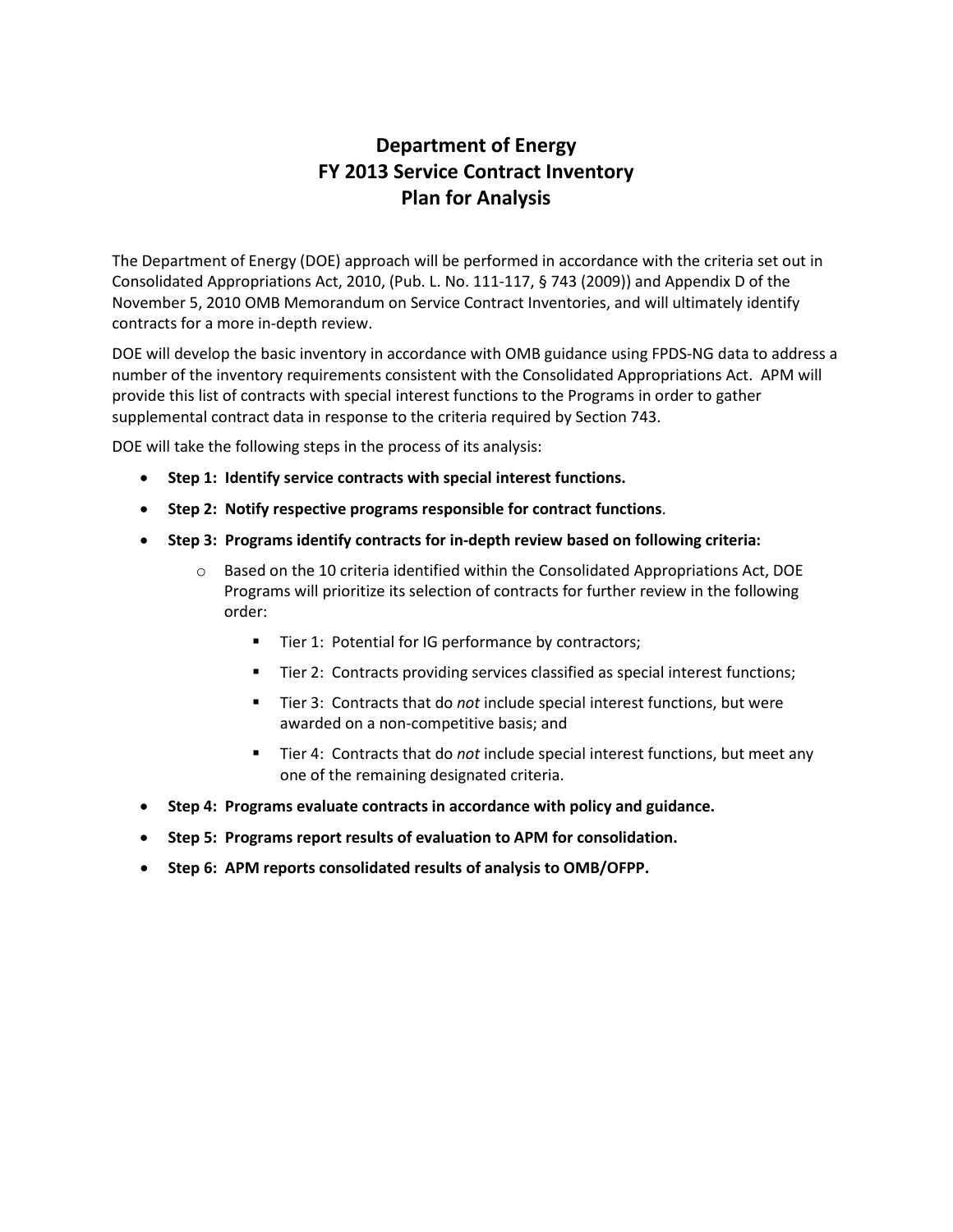# Department of Energy
# FY 2013 Service Contract Inventory
# Plan for Analysis

The Department of Energy (DOE) approach will be performed in accordance with the criteria set out in Consolidated Appropriations Act, 2010, (Pub. L. No. 111-117, § 743 (2009)) and Appendix D of the November 5, 2010 OMB Memorandum on Service Contract Inventories, and will ultimately identify contracts for a more in-depth review.

DOE will develop the basic inventory in accordance with OMB guidance using FPDS-NG data to address a number of the inventory requirements consistent with the Consolidated Appropriations Act. APM will provide this list of contracts with special interest functions to the Programs in order to gather supplemental contract data in response to the criteria required by Section 743.

DOE will take the following steps in the process of its analysis:

- **Step 1: Identify service contracts with special interest functions.**
- **Step 2: Notify respective programs responsible for contract functions**.
- **Step 3: Programs identify contracts for in-depth review based on following criteria:**
  - Based on the 10 criteria identified within the Consolidated Appropriations Act, DOE Programs will prioritize its selection of contracts for further review in the following order:
    - Tier 1: Potential for IG performance by contractors;
    - Tier 2: Contracts providing services classified as special interest functions;
    - Tier 3: Contracts that do *not* include special interest functions, but were awarded on a non-competitive basis; and
    - Tier 4: Contracts that do *not* include special interest functions, but meet any one of the remaining designated criteria.
- **Step 4: Programs evaluate contracts in accordance with policy and guidance.**
- **Step 5: Programs report results of evaluation to APM for consolidation.**
- **Step 6: APM reports consolidated results of analysis to OMB/OFPP.**